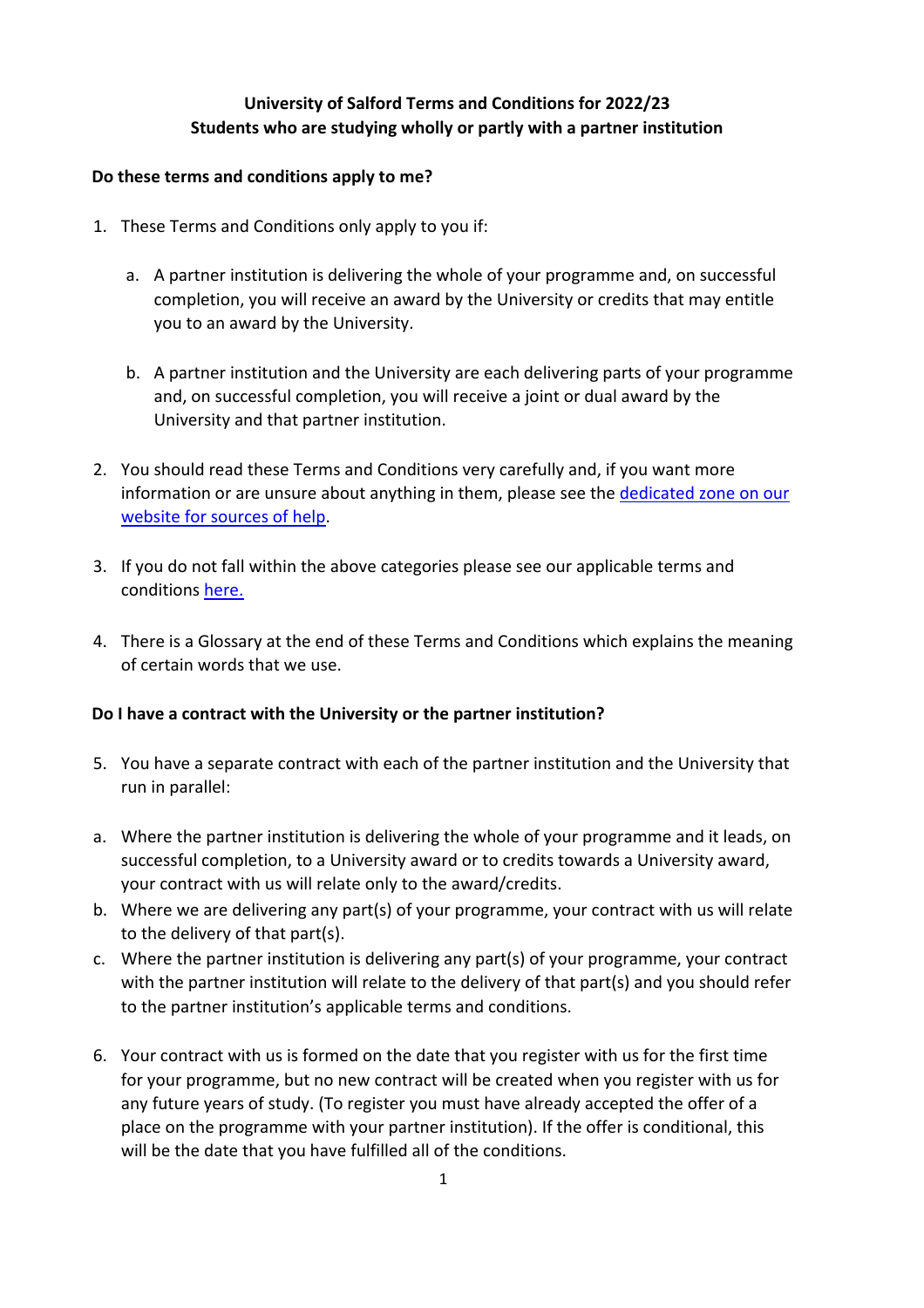**University of Salford Terms and Conditions for 2022/23**
**Students who are studying wholly or partly with a partner institution**

**Do these terms and conditions apply to me?**

1. These Terms and Conditions only apply to you if:

    a. A partner institution is delivering the whole of your programme and, on successful completion, you will receive an award by the University or credits that may entitle you to an award by the University.

    b. A partner institution and the University are each delivering parts of your programme and, on successful completion, you will receive a joint or dual award by the University and that partner institution.

2. You should read these Terms and Conditions very carefully and, if you want more information or are unsure about anything in them, please see the dedicated zone on our website for sources of help.

3. If you do not fall within the above categories please see our applicable terms and conditions here.

4. There is a Glossary at the end of these Terms and Conditions which explains the meaning of certain words that we use.

**Do I have a contract with the University or the partner institution?**

5. You have a separate contract with each of the partner institution and the University that run in parallel:

a. Where the partner institution is delivering the whole of your programme and it leads, on successful completion, to a University award or to credits towards a University award, your contract with us will relate only to the award/credits.

b. Where we are delivering any part(s) of your programme, your contract with us will relate to the delivery of that part(s).

c. Where the partner institution is delivering any part(s) of your programme, your contract with the partner institution will relate to the delivery of that part(s) and you should refer to the partner institution's applicable terms and conditions.

6. Your contract with us is formed on the date that you register with us for the first time for your programme, but no new contract will be created when you register with us for any future years of study. (To register you must have already accepted the offer of a place on the programme with your partner institution). If the offer is conditional, this will be the date that you have fulfilled all of the conditions.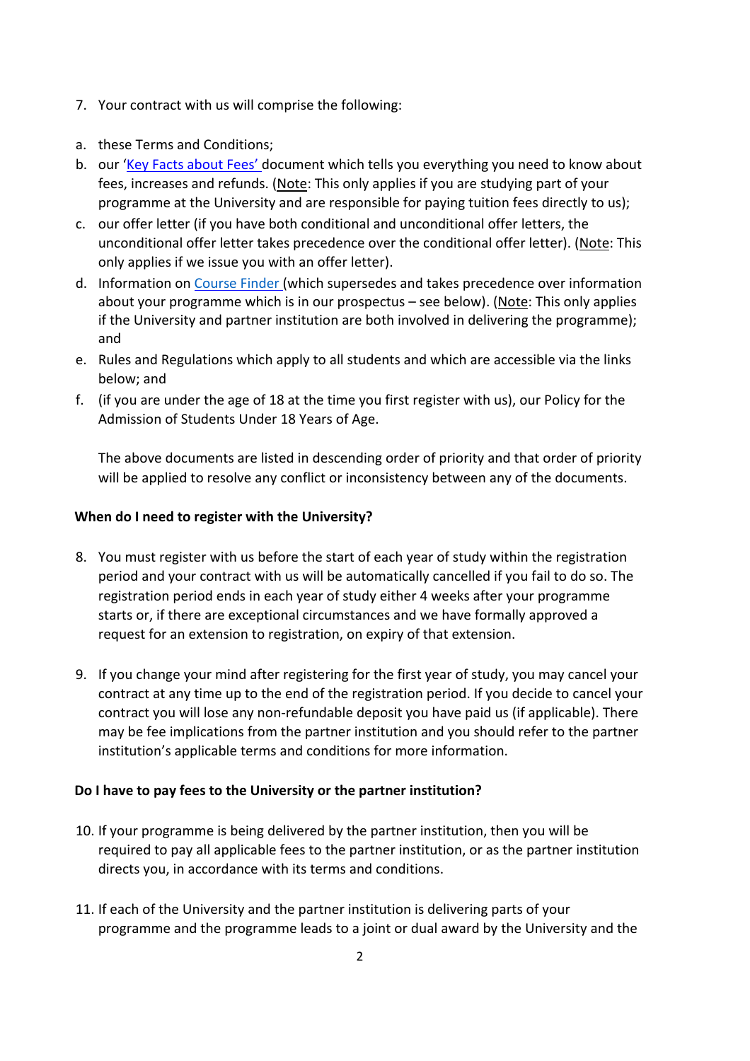7. Your contract with us will comprise the following:

a. these Terms and Conditions;
b. our '[Key Facts about Fees'](#) document which tells you everything you need to know about fees, increases and refunds. (Note: This only applies if you are studying part of your programme at the University and are responsible for paying tuition fees directly to us);
c. our offer letter (if you have both conditional and unconditional offer letters, the unconditional offer letter takes precedence over the conditional offer letter). (Note: This only applies if we issue you with an offer letter).
d. Information on [Course Finder](#) (which supersedes and takes precedence over information about your programme which is in our prospectus – see below). (Note: This only applies if the University and partner institution are both involved in delivering the programme); and
e. Rules and Regulations which apply to all students and which are accessible via the links below; and
f. (if you are under the age of 18 at the time you first register with us), our Policy for the Admission of Students Under 18 Years of Age.

The above documents are listed in descending order of priority and that order of priority will be applied to resolve any conflict or inconsistency between any of the documents.

**When do I need to register with the University?**

8. You must register with us before the start of each year of study within the registration period and your contract with us will be automatically cancelled if you fail to do so. The registration period ends in each year of study either 4 weeks after your programme starts or, if there are exceptional circumstances and we have formally approved a request for an extension to registration, on expiry of that extension.

9. If you change your mind after registering for the first year of study, you may cancel your contract at any time up to the end of the registration period. If you decide to cancel your contract you will lose any non-refundable deposit you have paid us (if applicable). There may be fee implications from the partner institution and you should refer to the partner institution's applicable terms and conditions for more information.

**Do I have to pay fees to the University or the partner institution?**

10. If your programme is being delivered by the partner institution, then you will be required to pay all applicable fees to the partner institution, or as the partner institution directs you, in accordance with its terms and conditions.

11. If each of the University and the partner institution is delivering parts of your programme and the programme leads to a joint or dual award by the University and the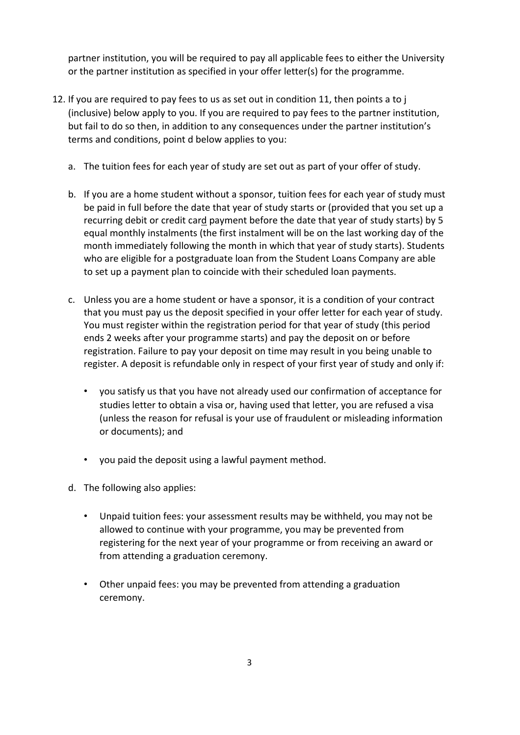partner institution, you will be required to pay all applicable fees to either the University or the partner institution as specified in your offer letter(s) for the programme.

12. If you are required to pay fees to us as set out in condition 11, then points a to j (inclusive) below apply to you. If you are required to pay fees to the partner institution, but fail to do so then, in addition to any consequences under the partner institution's terms and conditions, point d below applies to you:

    a. The tuition fees for each year of study are set out as part of your offer of study.

    b. If you are a home student without a sponsor, tuition fees for each year of study must be paid in full before the date that year of study starts or (provided that you set up a recurring debit or credit card payment before the date that year of study starts) by 5 equal monthly instalments (the first instalment will be on the last working day of the month immediately following the month in which that year of study starts). Students who are eligible for a postgraduate loan from the Student Loans Company are able to set up a payment plan to coincide with their scheduled loan payments.

    c. Unless you are a home student or have a sponsor, it is a condition of your contract that you must pay us the deposit specified in your offer letter for each year of study. You must register within the registration period for that year of study (this period ends 2 weeks after your programme starts) and pay the deposit on or before registration. Failure to pay your deposit on time may result in you being unable to register. A deposit is refundable only in respect of your first year of study and only if:

        - you satisfy us that you have not already used our confirmation of acceptance for studies letter to obtain a visa or, having used that letter, you are refused a visa (unless the reason for refusal is your use of fraudulent or misleading information or documents); and

        - you paid the deposit using a lawful payment method.

    d. The following also applies:

        - Unpaid tuition fees: your assessment results may be withheld, you may not be allowed to continue with your programme, you may be prevented from registering for the next year of your programme or from receiving an award or from attending a graduation ceremony.

        - Other unpaid fees: you may be prevented from attending a graduation ceremony.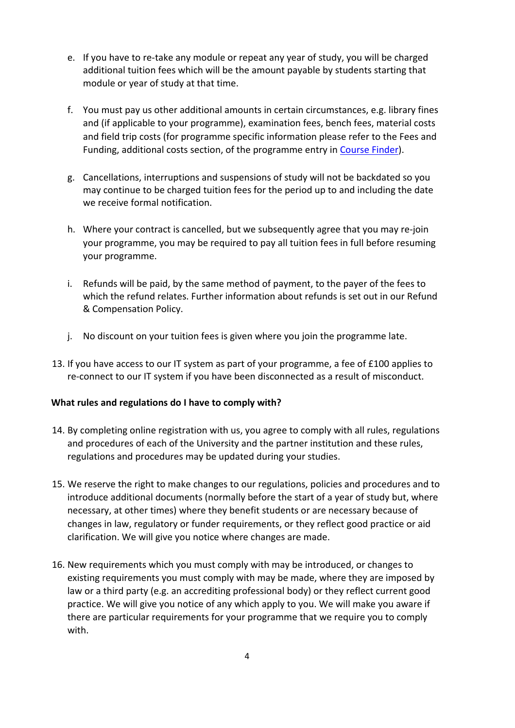e. If you have to re-take any module or repeat any year of study, you will be charged additional tuition fees which will be the amount payable by students starting that module or year of study at that time.

f. You must pay us other additional amounts in certain circumstances, e.g. library fines and (if applicable to your programme), examination fees, bench fees, material costs and field trip costs (for programme specific information please refer to the Fees and Funding, additional costs section, of the programme entry in [Course Finder]).

g. Cancellations, interruptions and suspensions of study will not be backdated so you may continue to be charged tuition fees for the period up to and including the date we receive formal notification.

h. Where your contract is cancelled, but we subsequently agree that you may re-join your programme, you may be required to pay all tuition fees in full before resuming your programme.

i. Refunds will be paid, by the same method of payment, to the payer of the fees to which the refund relates. Further information about refunds is set out in our Refund & Compensation Policy.

j. No discount on your tuition fees is given where you join the programme late.

13. If you have access to our IT system as part of your programme, a fee of £100 applies to re-connect to our IT system if you have been disconnected as a result of misconduct.

**What rules and regulations do I have to comply with?**

14. By completing online registration with us, you agree to comply with all rules, regulations and procedures of each of the University and the partner institution and these rules, regulations and procedures may be updated during your studies.

15. We reserve the right to make changes to our regulations, policies and procedures and to introduce additional documents (normally before the start of a year of study but, where necessary, at other times) where they benefit students or are necessary because of changes in law, regulatory or funder requirements, or they reflect good practice or aid clarification. We will give you notice where changes are made.

16. New requirements which you must comply with may be introduced, or changes to existing requirements you must comply with may be made, where they are imposed by law or a third party (e.g. an accrediting professional body) or they reflect current good practice. We will give you notice of any which apply to you. We will make you aware if there are particular requirements for your programme that we require you to comply with.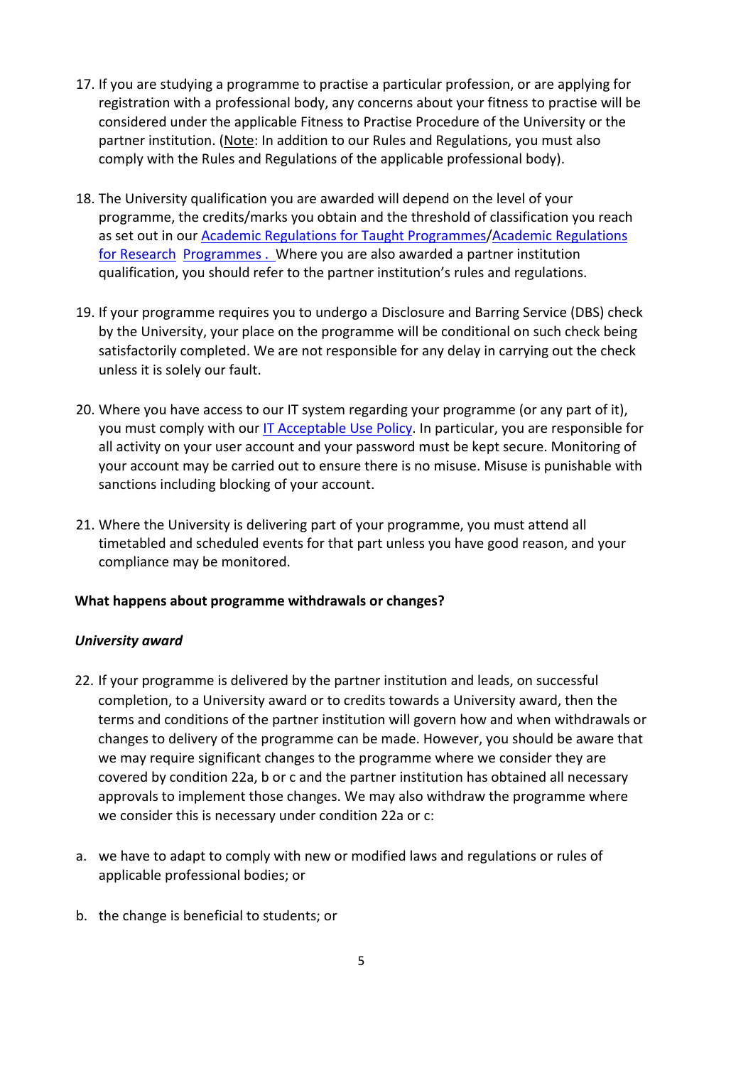17. If you are studying a programme to practise a particular profession, or are applying for registration with a professional body, any concerns about your fitness to practise will be considered under the applicable Fitness to Practise Procedure of the University or the partner institution. (Note: In addition to our Rules and Regulations, you must also comply with the Rules and Regulations of the applicable professional body).

18. The University qualification you are awarded will depend on the level of your programme, the credits/marks you obtain and the threshold of classification you reach as set out in our Academic Regulations for Taught Programmes/Academic Regulations for Research Programmes . Where you are also awarded a partner institution qualification, you should refer to the partner institution's rules and regulations.

19. If your programme requires you to undergo a Disclosure and Barring Service (DBS) check by the University, your place on the programme will be conditional on such check being satisfactorily completed. We are not responsible for any delay in carrying out the check unless it is solely our fault.

20. Where you have access to our IT system regarding your programme (or any part of it), you must comply with our IT Acceptable Use Policy. In particular, you are responsible for all activity on your user account and your password must be kept secure. Monitoring of your account may be carried out to ensure there is no misuse. Misuse is punishable with sanctions including blocking of your account.

21. Where the University is delivering part of your programme, you must attend all timetabled and scheduled events for that part unless you have good reason, and your compliance may be monitored.

**What happens about programme withdrawals or changes?**

***University award***

22. If your programme is delivered by the partner institution and leads, on successful completion, to a University award or to credits towards a University award, then the terms and conditions of the partner institution will govern how and when withdrawals or changes to delivery of the programme can be made. However, you should be aware that we may require significant changes to the programme where we consider they are covered by condition 22a, b or c and the partner institution has obtained all necessary approvals to implement those changes. We may also withdraw the programme where we consider this is necessary under condition 22a or c:

a. we have to adapt to comply with new or modified laws and regulations or rules of applicable professional bodies; or

b. the change is beneficial to students; or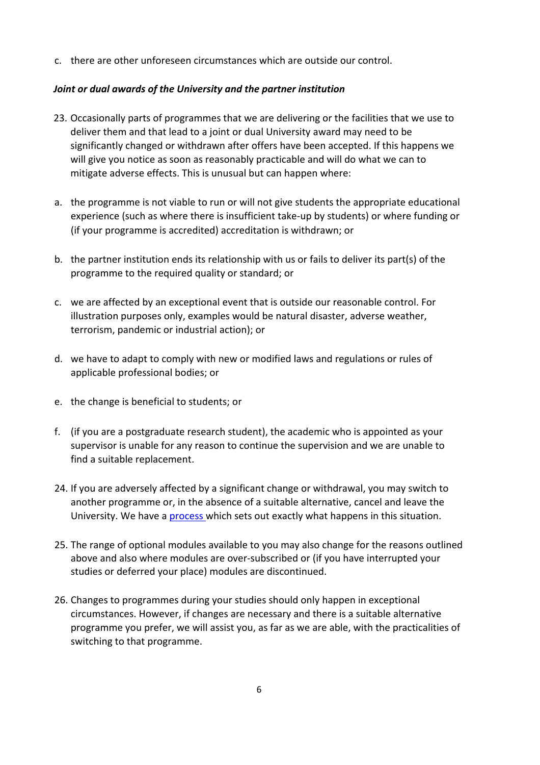c. there are other unforeseen circumstances which are outside our control.

***Joint or dual awards of the University and the partner institution***

23. Occasionally parts of programmes that we are delivering or the facilities that we use to deliver them and that lead to a joint or dual University award may need to be significantly changed or withdrawn after offers have been accepted. If this happens we will give you notice as soon as reasonably practicable and will do what we can to mitigate adverse effects. This is unusual but can happen where:

a. the programme is not viable to run or will not give students the appropriate educational experience (such as where there is insufficient take-up by students) or where funding or (if your programme is accredited) accreditation is withdrawn; or

b. the partner institution ends its relationship with us or fails to deliver its part(s) of the programme to the required quality or standard; or

c. we are affected by an exceptional event that is outside our reasonable control. For illustration purposes only, examples would be natural disaster, adverse weather, terrorism, pandemic or industrial action); or

d. we have to adapt to comply with new or modified laws and regulations or rules of applicable professional bodies; or

e. the change is beneficial to students; or

f. (if you are a postgraduate research student), the academic who is appointed as your supervisor is unable for any reason to continue the supervision and we are unable to find a suitable replacement.

24. If you are adversely affected by a significant change or withdrawal, you may switch to another programme or, in the absence of a suitable alternative, cancel and leave the University. We have a process which sets out exactly what happens in this situation.

25. The range of optional modules available to you may also change for the reasons outlined above and also where modules are over-subscribed or (if you have interrupted your studies or deferred your place) modules are discontinued.

26. Changes to programmes during your studies should only happen in exceptional circumstances. However, if changes are necessary and there is a suitable alternative programme you prefer, we will assist you, as far as we are able, with the practicalities of switching to that programme.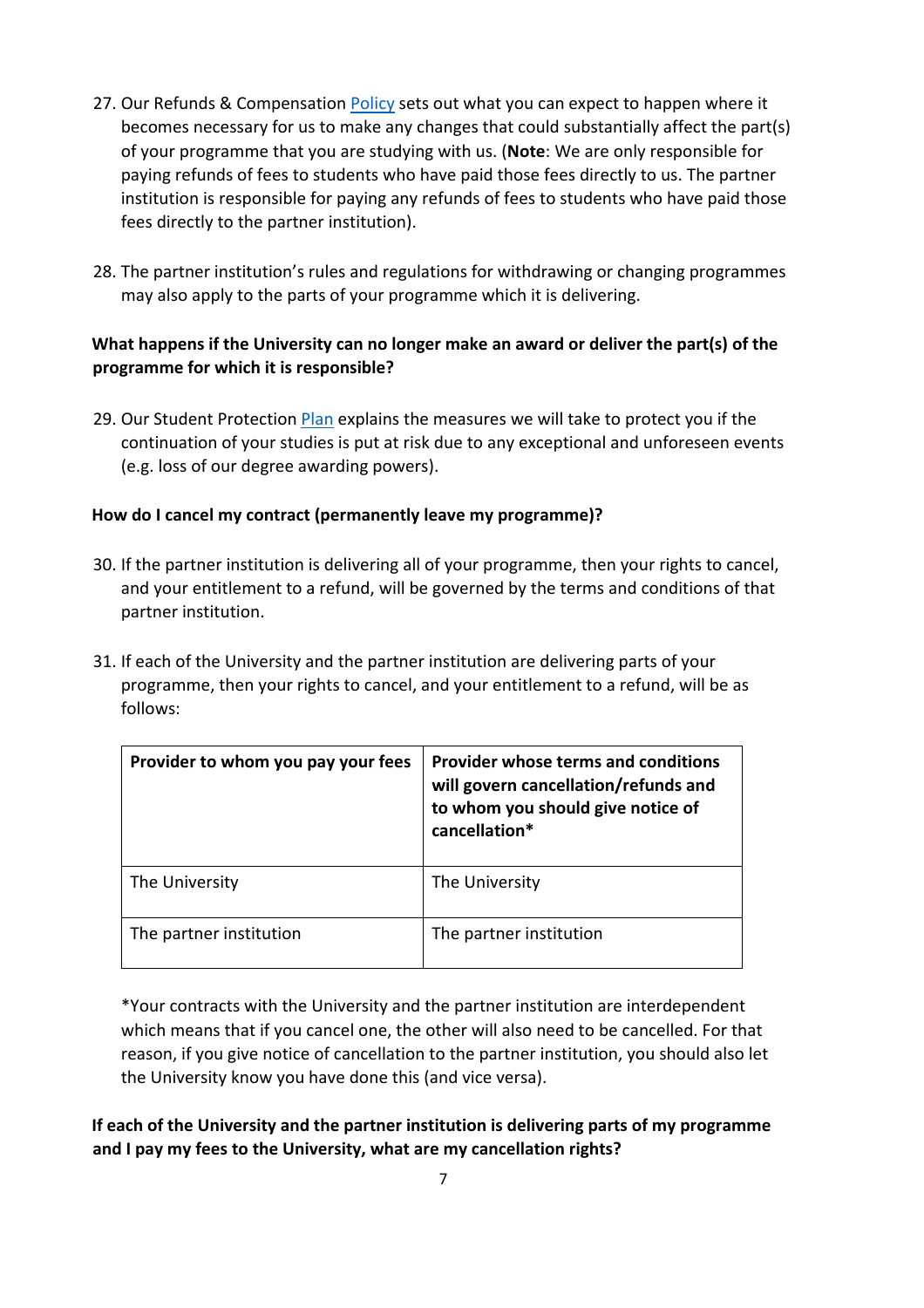27. Our Refunds & Compensation [Policy] sets out what you can expect to happen where it becomes necessary for us to make any changes that could substantially affect the part(s) of your programme that you are studying with us. (**Note**: We are only responsible for paying refunds of fees to students who have paid those fees directly to us. The partner institution is responsible for paying any refunds of fees to students who have paid those fees directly to the partner institution).

28. The partner institution's rules and regulations for withdrawing or changing programmes may also apply to the parts of your programme which it is delivering.

**What happens if the University can no longer make an award or deliver the part(s) of the programme for which it is responsible?**

29. Our Student Protection [Plan] explains the measures we will take to protect you if the continuation of your studies is put at risk due to any exceptional and unforeseen events (e.g. loss of our degree awarding powers).

**How do I cancel my contract (permanently leave my programme)?**

30. If the partner institution is delivering all of your programme, then your rights to cancel, and your entitlement to a refund, will be governed by the terms and conditions of that partner institution.

31. If each of the University and the partner institution are delivering parts of your programme, then your rights to cancel, and your entitlement to a refund, will be as follows:

| Provider to whom you pay your fees | Provider whose terms and conditions will govern cancellation/refunds and to whom you should give notice of cancellation* |
|---|---|
| The University | The University |
| The partner institution | The partner institution |

*Your contracts with the University and the partner institution are interdependent which means that if you cancel one, the other will also need to be cancelled. For that reason, if you give notice of cancellation to the partner institution, you should also let the University know you have done this (and vice versa).

**If each of the University and the partner institution is delivering parts of my programme and I pay my fees to the University, what are my cancellation rights?**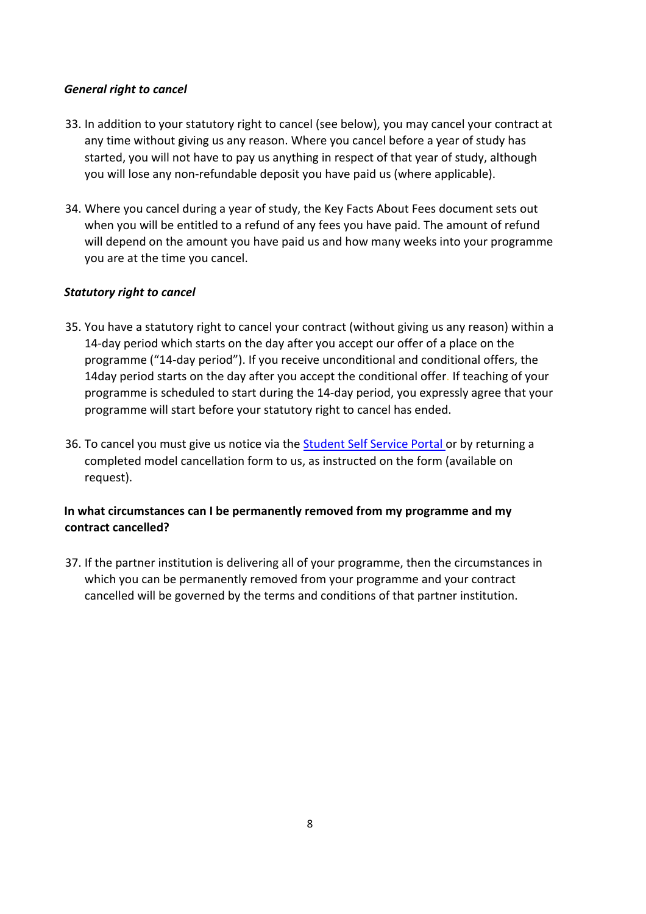***General right to cancel***

33. In addition to your statutory right to cancel (see below), you may cancel your contract at any time without giving us any reason. Where you cancel before a year of study has started, you will not have to pay us anything in respect of that year of study, although you will lose any non-refundable deposit you have paid us (where applicable).

34. Where you cancel during a year of study, the Key Facts About Fees document sets out when you will be entitled to a refund of any fees you have paid. The amount of refund will depend on the amount you have paid us and how many weeks into your programme you are at the time you cancel.

***Statutory right to cancel***

35. You have a statutory right to cancel your contract (without giving us any reason) within a 14-day period which starts on the day after you accept our offer of a place on the programme ("14-day period"). If you receive unconditional and conditional offers, the 14day period starts on the day after you accept the conditional offer. If teaching of your programme is scheduled to start during the 14-day period, you expressly agree that your programme will start before your statutory right to cancel has ended.

36. To cancel you must give us notice via the Student Self Service Portal or by returning a completed model cancellation form to us, as instructed on the form (available on request).

**In what circumstances can I be permanently removed from my programme and my contract cancelled?**

37. If the partner institution is delivering all of your programme, then the circumstances in which you can be permanently removed from your programme and your contract cancelled will be governed by the terms and conditions of that partner institution.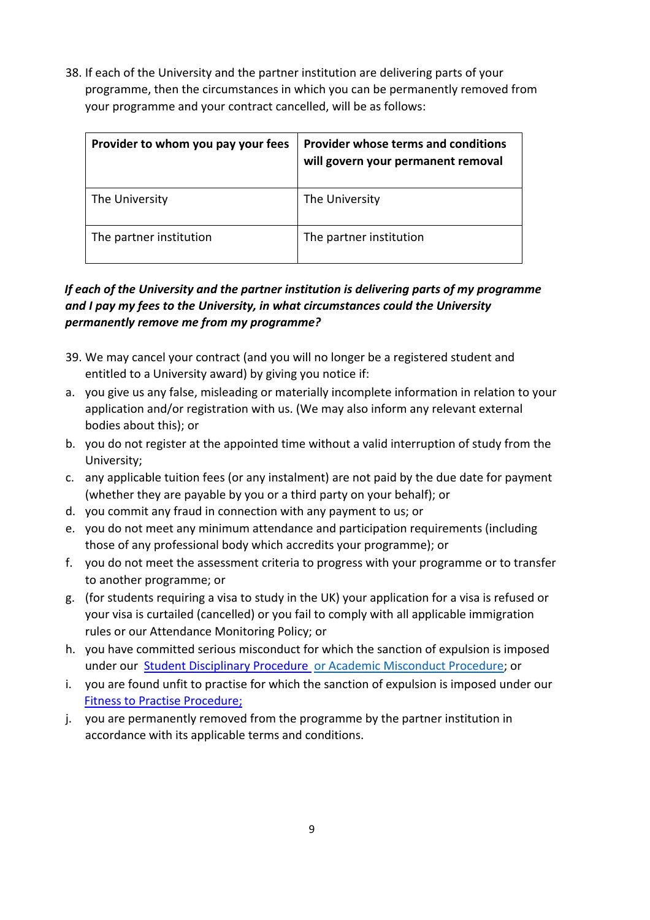38. If each of the University and the partner institution are delivering parts of your programme, then the circumstances in which you can be permanently removed from your programme and your contract cancelled, will be as follows:

| Provider to whom you pay your fees | Provider whose terms and conditions will govern your permanent removal |
|---|---|
| The University | The University |
| The partner institution | The partner institution |

***If each of the University and the partner institution is delivering parts of my programme and I pay my fees to the University, in what circumstances could the University permanently remove me from my programme?***

39. We may cancel your contract (and you will no longer be a registered student and entitled to a University award) by giving you notice if:

a. you give us any false, misleading or materially incomplete information in relation to your application and/or registration with us. (We may also inform any relevant external bodies about this); or
b. you do not register at the appointed time without a valid interruption of study from the University;
c. any applicable tuition fees (or any instalment) are not paid by the due date for payment (whether they are payable by you or a third party on your behalf); or
d. you commit any fraud in connection with any payment to us; or
e. you do not meet any minimum attendance and participation requirements (including those of any professional body which accredits your programme); or
f. you do not meet the assessment criteria to progress with your programme or to transfer to another programme; or
g. (for students requiring a visa to study in the UK) your application for a visa is refused or your visa is curtailed (cancelled) or you fail to comply with all applicable immigration rules or our Attendance Monitoring Policy; or
h. you have committed serious misconduct for which the sanction of expulsion is imposed under our Student Disciplinary Procedure or Academic Misconduct Procedure; or
i. you are found unfit to practise for which the sanction of expulsion is imposed under our Fitness to Practise Procedure;
j. you are permanently removed from the programme by the partner institution in accordance with its applicable terms and conditions.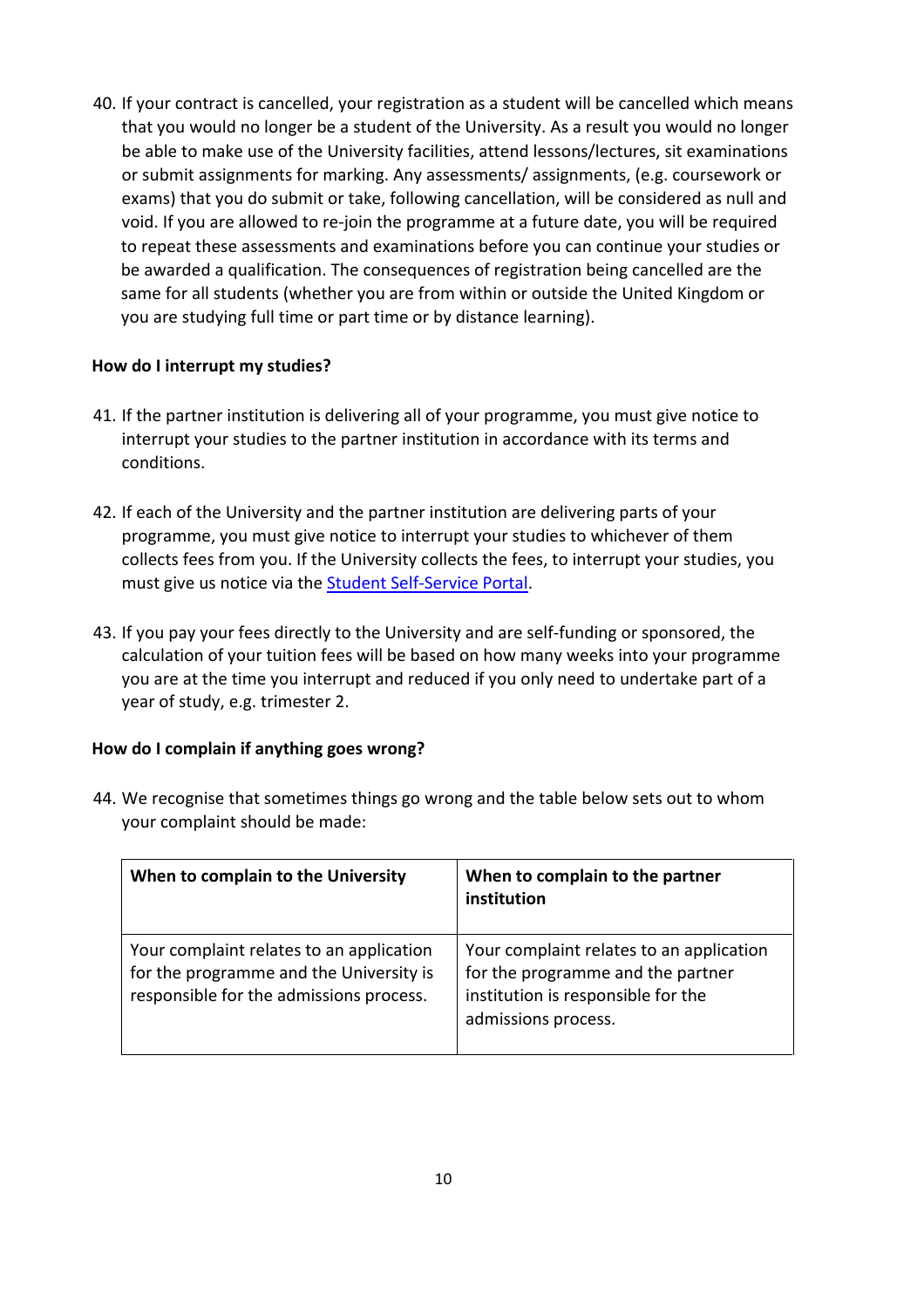40. If your contract is cancelled, your registration as a student will be cancelled which means that you would no longer be a student of the University. As a result you would no longer be able to make use of the University facilities, attend lessons/lectures, sit examinations or submit assignments for marking. Any assessments/ assignments, (e.g. coursework or exams) that you do submit or take, following cancellation, will be considered as null and void. If you are allowed to re-join the programme at a future date, you will be required to repeat these assessments and examinations before you can continue your studies or be awarded a qualification. The consequences of registration being cancelled are the same for all students (whether you are from within or outside the United Kingdom or you are studying full time or part time or by distance learning).

**How do I interrupt my studies?**

41. If the partner institution is delivering all of your programme, you must give notice to interrupt your studies to the partner institution in accordance with its terms and conditions.

42. If each of the University and the partner institution are delivering parts of your programme, you must give notice to interrupt your studies to whichever of them collects fees from you. If the University collects the fees, to interrupt your studies, you must give us notice via the Student Self-Service Portal.

43. If you pay your fees directly to the University and are self-funding or sponsored, the calculation of your tuition fees will be based on how many weeks into your programme you are at the time you interrupt and reduced if you only need to undertake part of a year of study, e.g. trimester 2.

**How do I complain if anything goes wrong?**

44. We recognise that sometimes things go wrong and the table below sets out to whom your complaint should be made:

| When to complain to the University | When to complain to the partner institution |
|---|---|
| Your complaint relates to an application for the programme and the University is responsible for the admissions process. | Your complaint relates to an application for the programme and the partner institution is responsible for the admissions process. |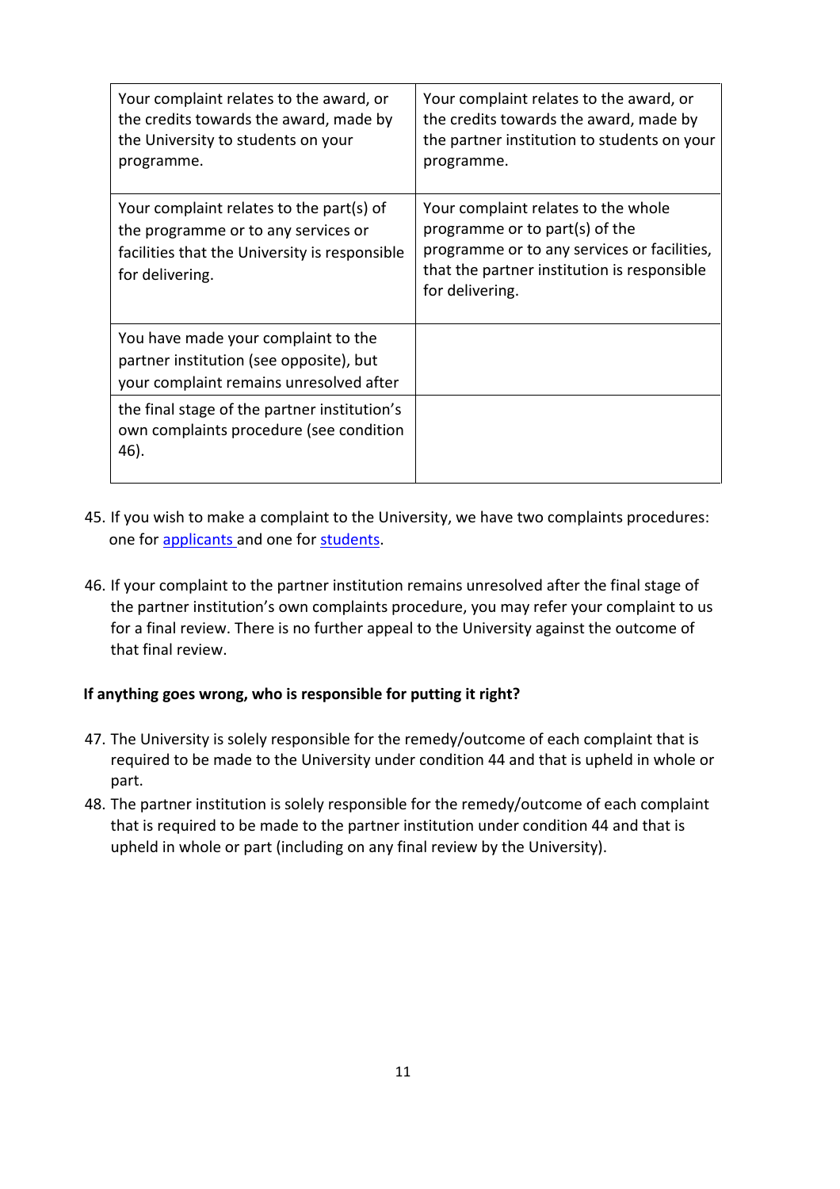| Your complaint relates to the award, or the credits towards the award, made by the University to students on your programme. | Your complaint relates to the award, or the credits towards the award, made by the partner institution to students on your programme. |
| --- | --- |
| Your complaint relates to the part(s) of the programme or to any services or facilities that the University is responsible for delivering. | Your complaint relates to the whole programme or to part(s) of the programme or to any services or facilities, that the partner institution is responsible for delivering. |
| You have made your complaint to the partner institution (see opposite), but your complaint remains unresolved after the final stage of the partner institution's own complaints procedure (see condition 46). | |

45. If you wish to make a complaint to the University, we have two complaints procedures: one for applicants and one for students.

46. If your complaint to the partner institution remains unresolved after the final stage of the partner institution's own complaints procedure, you may refer your complaint to us for a final review. There is no further appeal to the University against the outcome of that final review.

**If anything goes wrong, who is responsible for putting it right?**

47. The University is solely responsible for the remedy/outcome of each complaint that is required to be made to the University under condition 44 and that is upheld in whole or part.
48. The partner institution is solely responsible for the remedy/outcome of each complaint that is required to be made to the partner institution under condition 44 and that is upheld in whole or part (including on any final review by the University).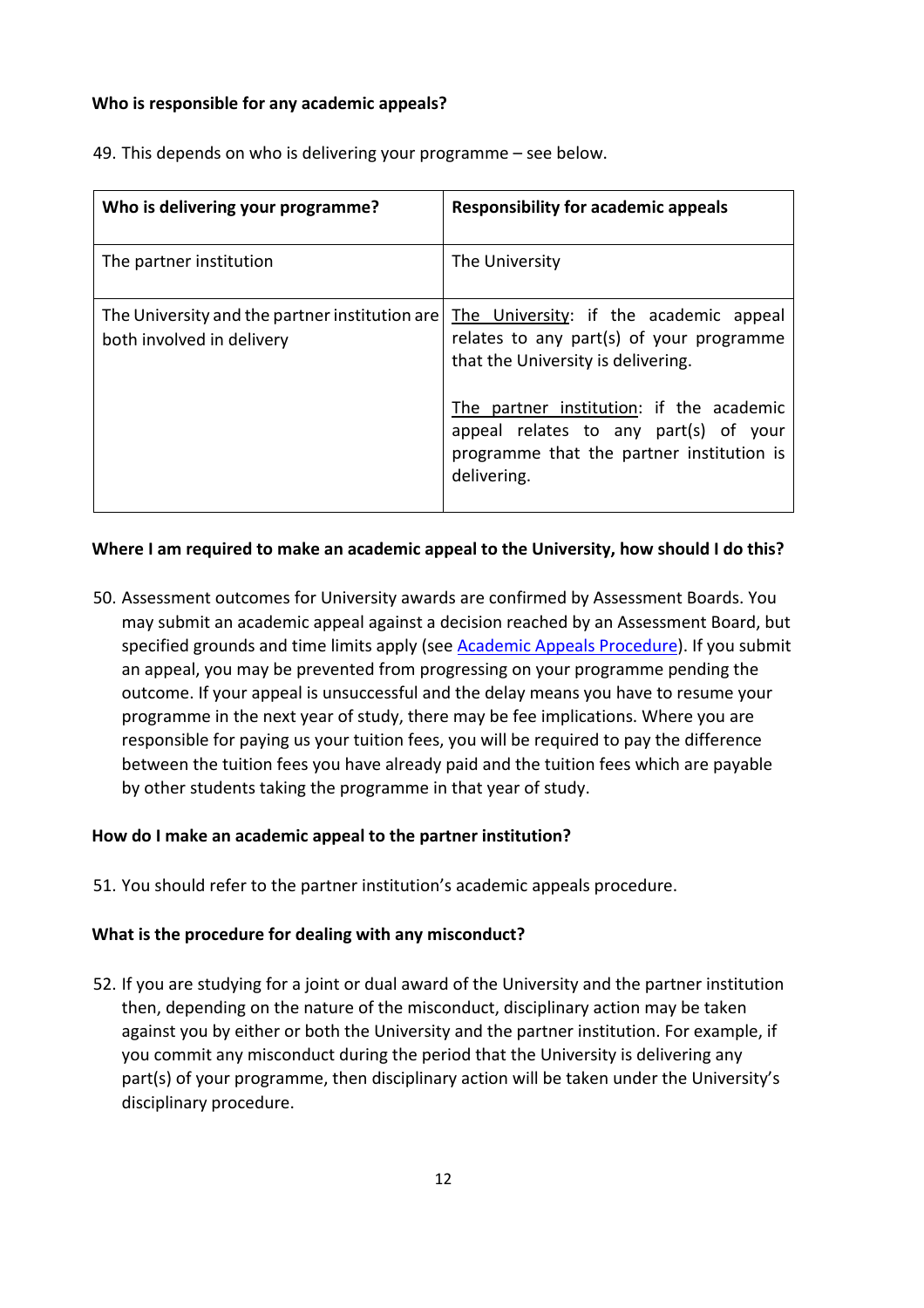**Who is responsible for any academic appeals?**

49. This depends on who is delivering your programme – see below.

| Who is delivering your programme? | Responsibility for academic appeals |
|---|---|
| The partner institution | The University |
| The University and the partner institution are both involved in delivery | The University: if the academic appeal relates to any part(s) of your programme that the University is delivering.<br><br>The partner institution: if the academic appeal relates to any part(s) of your programme that the partner institution is delivering. |

**Where I am required to make an academic appeal to the University, how should I do this?**

50. Assessment outcomes for University awards are confirmed by Assessment Boards. You may submit an academic appeal against a decision reached by an Assessment Board, but specified grounds and time limits apply (see Academic Appeals Procedure). If you submit an appeal, you may be prevented from progressing on your programme pending the outcome. If your appeal is unsuccessful and the delay means you have to resume your programme in the next year of study, there may be fee implications. Where you are responsible for paying us your tuition fees, you will be required to pay the difference between the tuition fees you have already paid and the tuition fees which are payable by other students taking the programme in that year of study.

**How do I make an academic appeal to the partner institution?**

51. You should refer to the partner institution's academic appeals procedure.

**What is the procedure for dealing with any misconduct?**

52. If you are studying for a joint or dual award of the University and the partner institution then, depending on the nature of the misconduct, disciplinary action may be taken against you by either or both the University and the partner institution. For example, if you commit any misconduct during the period that the University is delivering any part(s) of your programme, then disciplinary action will be taken under the University's disciplinary procedure.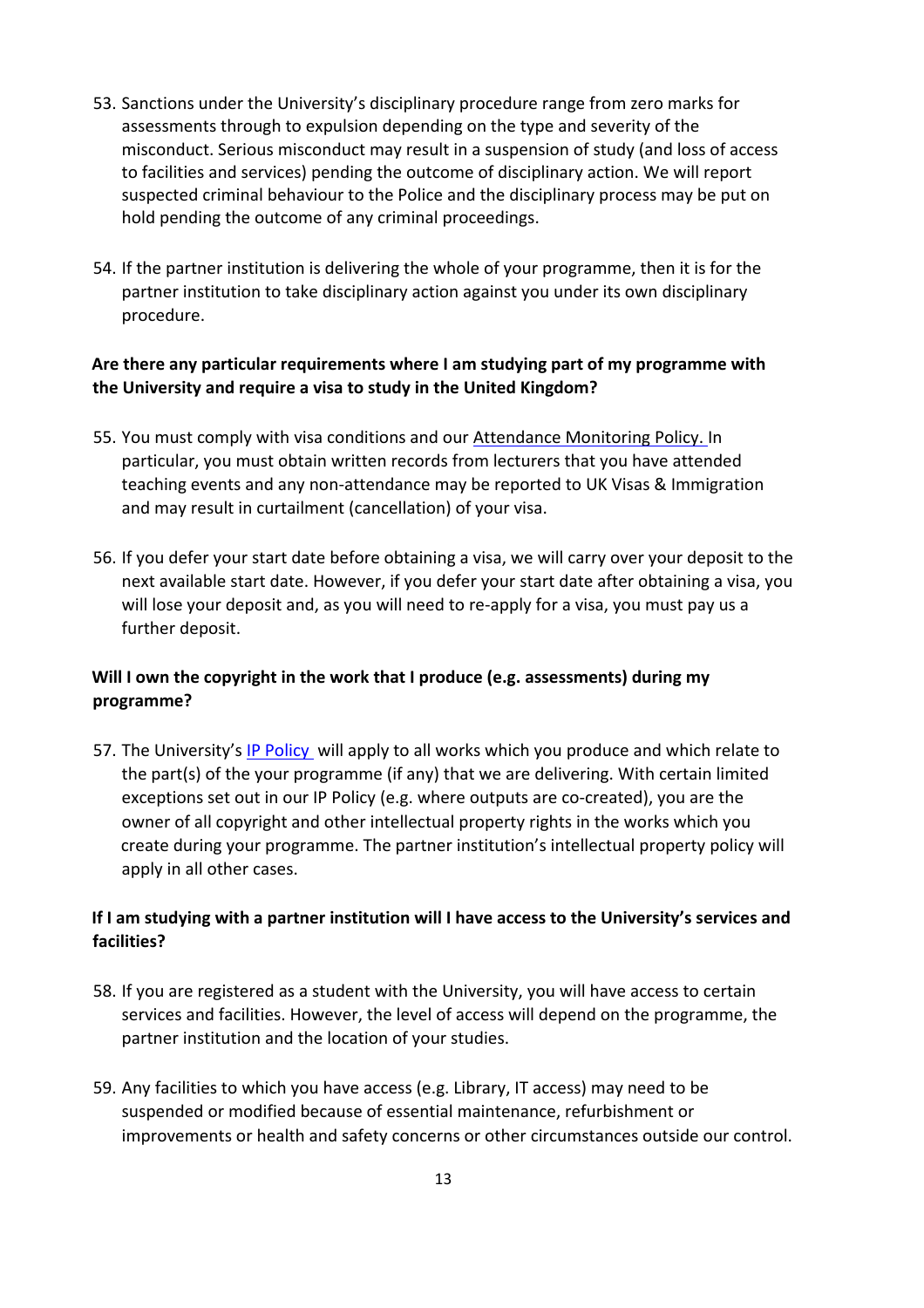53. Sanctions under the University's disciplinary procedure range from zero marks for assessments through to expulsion depending on the type and severity of the misconduct. Serious misconduct may result in a suspension of study (and loss of access to facilities and services) pending the outcome of disciplinary action. We will report suspected criminal behaviour to the Police and the disciplinary process may be put on hold pending the outcome of any criminal proceedings.

54. If the partner institution is delivering the whole of your programme, then it is for the partner institution to take disciplinary action against you under its own disciplinary procedure.

**Are there any particular requirements where I am studying part of my programme with the University and require a visa to study in the United Kingdom?**

55. You must comply with visa conditions and our Attendance Monitoring Policy. In particular, you must obtain written records from lecturers that you have attended teaching events and any non-attendance may be reported to UK Visas & Immigration and may result in curtailment (cancellation) of your visa.

56. If you defer your start date before obtaining a visa, we will carry over your deposit to the next available start date. However, if you defer your start date after obtaining a visa, you will lose your deposit and, as you will need to re-apply for a visa, you must pay us a further deposit.

**Will I own the copyright in the work that I produce (e.g. assessments) during my programme?**

57. The University's IP Policy will apply to all works which you produce and which relate to the part(s) of the your programme (if any) that we are delivering. With certain limited exceptions set out in our IP Policy (e.g. where outputs are co-created), you are the owner of all copyright and other intellectual property rights in the works which you create during your programme. The partner institution's intellectual property policy will apply in all other cases.

**If I am studying with a partner institution will I have access to the University's services and facilities?**

58. If you are registered as a student with the University, you will have access to certain services and facilities. However, the level of access will depend on the programme, the partner institution and the location of your studies.

59. Any facilities to which you have access (e.g. Library, IT access) may need to be suspended or modified because of essential maintenance, refurbishment or improvements or health and safety concerns or other circumstances outside our control.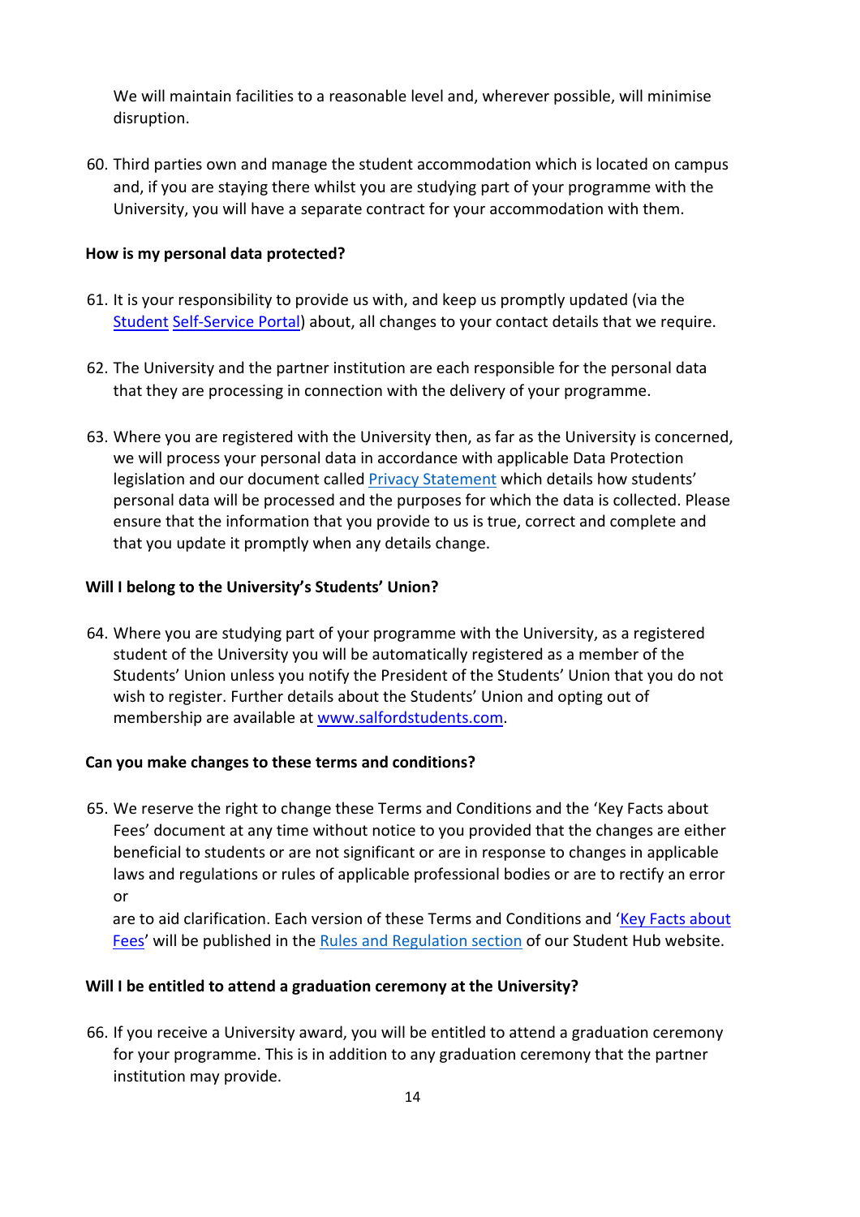We will maintain facilities to a reasonable level and, wherever possible, will minimise disruption.

60. Third parties own and manage the student accommodation which is located on campus and, if you are staying there whilst you are studying part of your programme with the University, you will have a separate contract for your accommodation with them.

**How is my personal data protected?**

61. It is your responsibility to provide us with, and keep us promptly updated (via the Student Self-Service Portal) about, all changes to your contact details that we require.

62. The University and the partner institution are each responsible for the personal data that they are processing in connection with the delivery of your programme.

63. Where you are registered with the University then, as far as the University is concerned, we will process your personal data in accordance with applicable Data Protection legislation and our document called Privacy Statement which details how students' personal data will be processed and the purposes for which the data is collected. Please ensure that the information that you provide to us is true, correct and complete and that you update it promptly when any details change.

**Will I belong to the University's Students' Union?**

64. Where you are studying part of your programme with the University, as a registered student of the University you will be automatically registered as a member of the Students' Union unless you notify the President of the Students' Union that you do not wish to register. Further details about the Students' Union and opting out of membership are available at www.salfordstudents.com.

**Can you make changes to these terms and conditions?**

65. We reserve the right to change these Terms and Conditions and the 'Key Facts about Fees' document at any time without notice to you provided that the changes are either beneficial to students or are not significant or are in response to changes in applicable laws and regulations or rules of applicable professional bodies or are to rectify an error or
are to aid clarification. Each version of these Terms and Conditions and 'Key Facts about Fees' will be published in the Rules and Regulation section of our Student Hub website.

**Will I be entitled to attend a graduation ceremony at the University?**

66. If you receive a University award, you will be entitled to attend a graduation ceremony for your programme. This is in addition to any graduation ceremony that the partner institution may provide.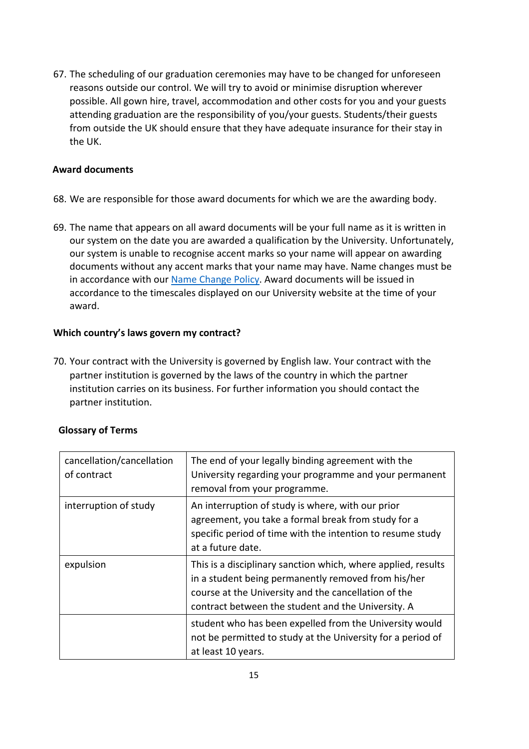67. The scheduling of our graduation ceremonies may have to be changed for unforeseen reasons outside our control. We will try to avoid or minimise disruption wherever possible. All gown hire, travel, accommodation and other costs for you and your guests attending graduation are the responsibility of you/your guests. Students/their guests from outside the UK should ensure that they have adequate insurance for their stay in the UK.

**Award documents**

68. We are responsible for those award documents for which we are the awarding body.

69. The name that appears on all award documents will be your full name as it is written in our system on the date you are awarded a qualification by the University. Unfortunately, our system is unable to recognise accent marks so your name will appear on awarding documents without any accent marks that your name may have. Name changes must be in accordance with our [Name Change Policy](). Award documents will be issued in accordance to the timescales displayed on our University website at the time of your award.

**Which country's laws govern my contract?**

70. Your contract with the University is governed by English law. Your contract with the partner institution is governed by the laws of the country in which the partner institution carries on its business. For further information you should contact the partner institution.

**Glossary of Terms**

| Term | Definition |
| --- | --- |
| cancellation/cancellation of contract | The end of your legally binding agreement with the University regarding your programme and your permanent removal from your programme. |
| interruption of study | An interruption of study is where, with our prior agreement, you take a formal break from study for a specific period of time with the intention to resume study at a future date. |
| expulsion | This is a disciplinary sanction which, where applied, results in a student being permanently removed from his/her course at the University and the cancellation of the contract between the student and the University. A student who has been expelled from the University would not be permitted to study at the University for a period of at least 10 years. |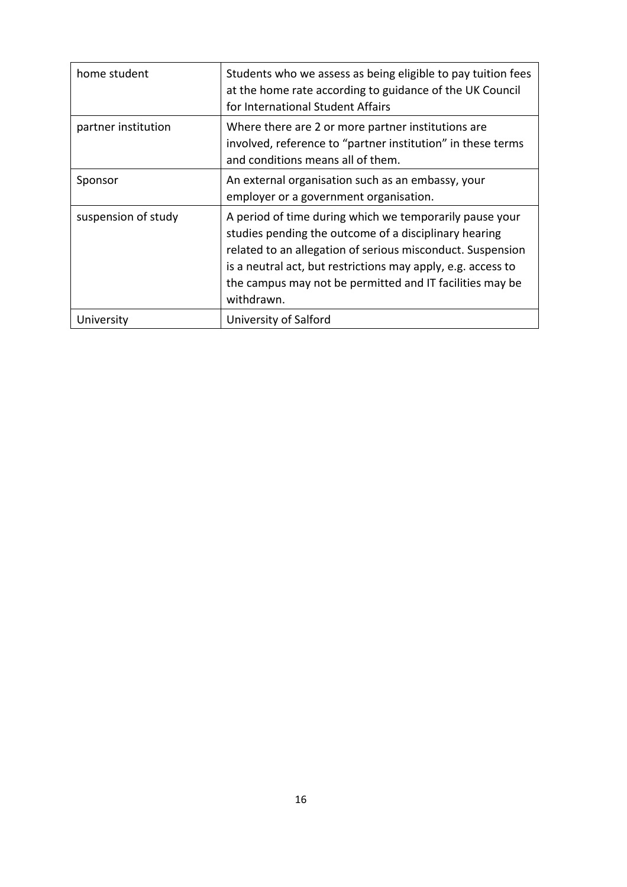| home student | Students who we assess as being eligible to pay tuition fees at the home rate according to guidance of the UK Council for International Student Affairs |
|---|---|
| partner institution | Where there are 2 or more partner institutions are involved, reference to "partner institution" in these terms and conditions means all of them. |
| Sponsor | An external organisation such as an embassy, your employer or a government organisation. |
| suspension of study | A period of time during which we temporarily pause your studies pending the outcome of a disciplinary hearing related to an allegation of serious misconduct. Suspension is a neutral act, but restrictions may apply, e.g. access to the campus may not be permitted and IT facilities may be withdrawn. |
| University | University of Salford |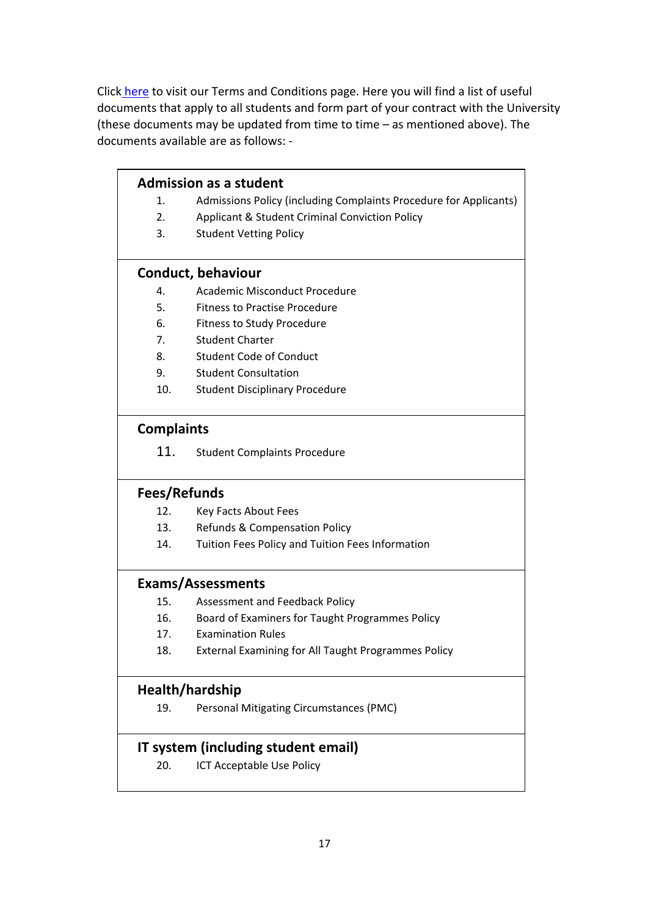Click [here](#) to visit our Terms and Conditions page. Here you will find a list of useful documents that apply to all students and form part of your contract with the University (these documents may be updated from time to time – as mentioned above). The documents available are as follows: -

**Admission as a student**

1. Admissions Policy (including Complaints Procedure for Applicants)
2. Applicant & Student Criminal Conviction Policy
3. Student Vetting Policy

**Conduct, behaviour**

4. Academic Misconduct Procedure
5. Fitness to Practise Procedure
6. Fitness to Study Procedure
7. Student Charter
8. Student Code of Conduct
9. Student Consultation
10. Student Disciplinary Procedure

**Complaints**

11. Student Complaints Procedure

**Fees/Refunds**

12. Key Facts About Fees
13. Refunds & Compensation Policy
14. Tuition Fees Policy and Tuition Fees Information

**Exams/Assessments**

15. Assessment and Feedback Policy
16. Board of Examiners for Taught Programmes Policy
17. Examination Rules
18. External Examining for All Taught Programmes Policy

**Health/hardship**

19. Personal Mitigating Circumstances (PMC)

**IT system (including student email)**

20. ICT Acceptable Use Policy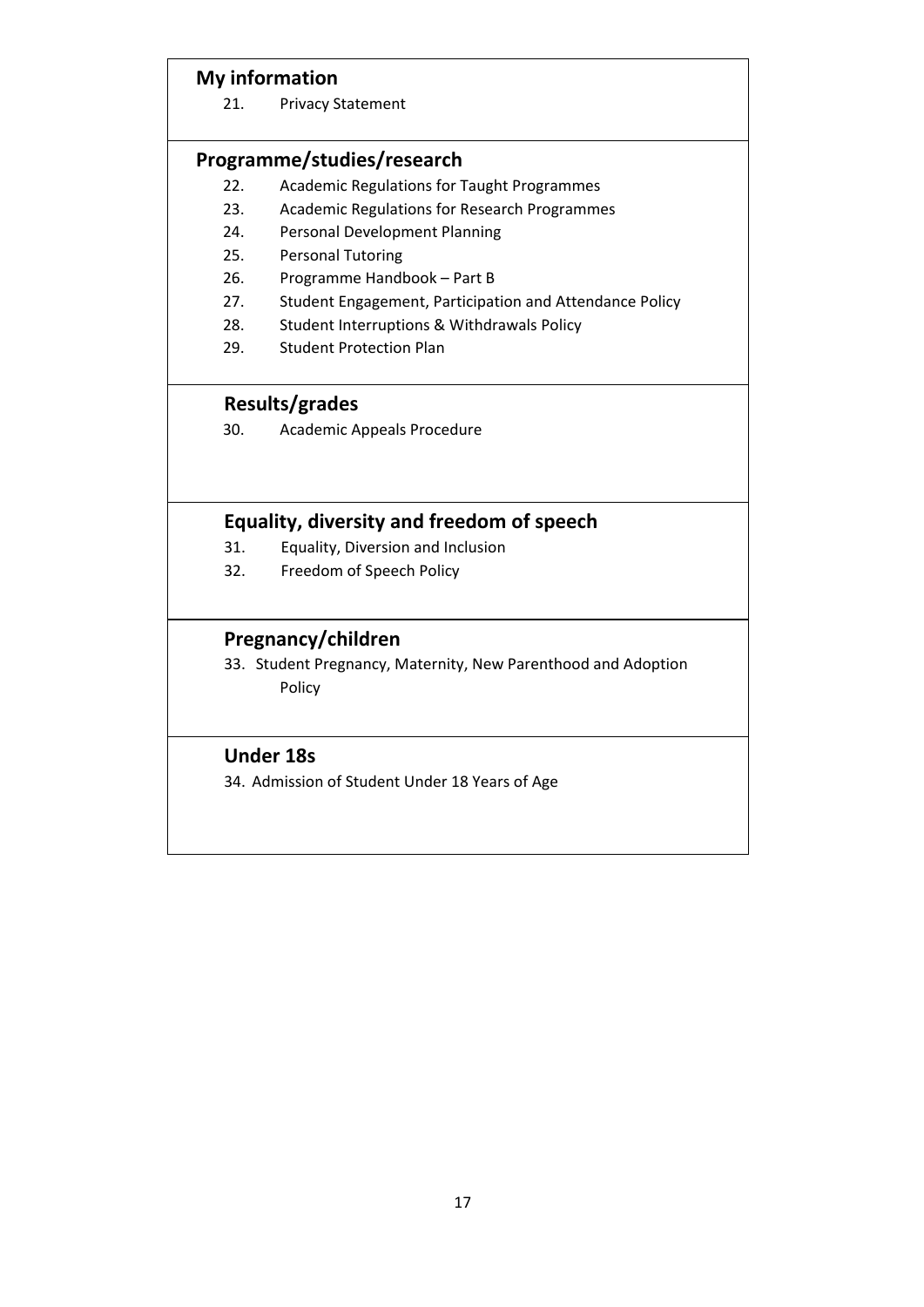## My information

21. Privacy Statement

## Programme/studies/research

22. Academic Regulations for Taught Programmes
23. Academic Regulations for Research Programmes
24. Personal Development Planning
25. Personal Tutoring
26. Programme Handbook – Part B
27. Student Engagement, Participation and Attendance Policy
28. Student Interruptions & Withdrawals Policy
29. Student Protection Plan

## Results/grades

30. Academic Appeals Procedure

## Equality, diversity and freedom of speech

31. Equality, Diversion and Inclusion
32. Freedom of Speech Policy

## Pregnancy/children

33. Student Pregnancy, Maternity, New Parenthood and Adoption Policy

## Under 18s

34. Admission of Student Under 18 Years of Age